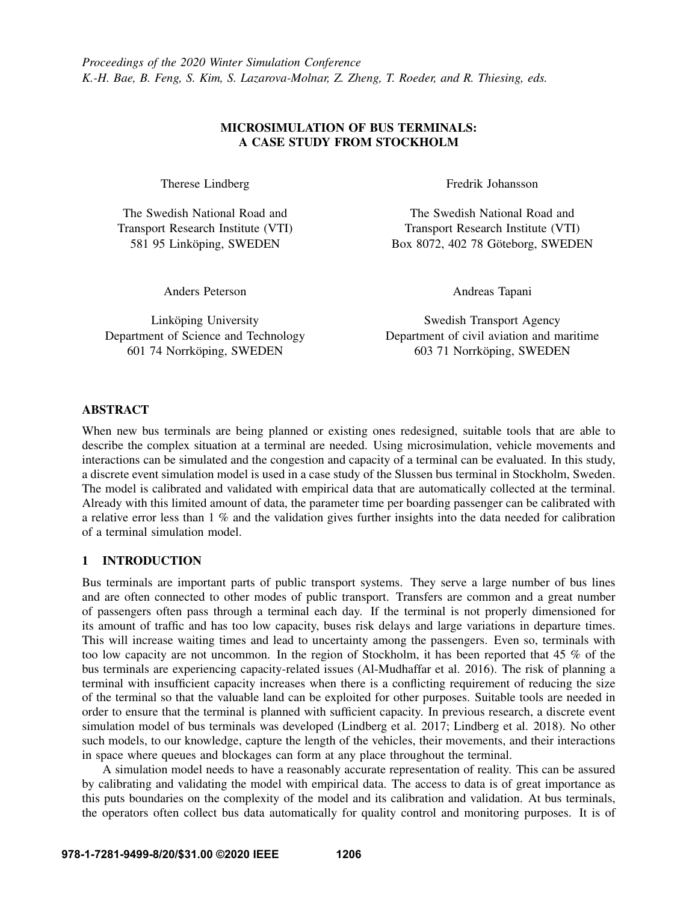*Proceedings of the 2020 Winter Simulation Conference*
*K.-H. Bae, B. Feng, S. Kim, S. Lazarova-Molnar, Z. Zheng, T. Roeder, and R. Thiesing, eds.*

# MICROSIMULATION OF BUS TERMINALS: A CASE STUDY FROM STOCKHOLM

Therese Lindberg

The Swedish National Road and Transport Research Institute (VTI)
581 95 Linköping, SWEDEN

Fredrik Johansson

The Swedish National Road and Transport Research Institute (VTI)
Box 8072, 402 78 Göteborg, SWEDEN

Anders Peterson

Linköping University
Department of Science and Technology
601 74 Norrköping, SWEDEN

Andreas Tapani

Swedish Transport Agency
Department of civil aviation and maritime
603 71 Norrköping, SWEDEN

## ABSTRACT

When new bus terminals are being planned or existing ones redesigned, suitable tools that are able to describe the complex situation at a terminal are needed. Using microsimulation, vehicle movements and interactions can be simulated and the congestion and capacity of a terminal can be evaluated. In this study, a discrete event simulation model is used in a case study of the Slussen bus terminal in Stockholm, Sweden. The model is calibrated and validated with empirical data that are automatically collected at the terminal. Already with this limited amount of data, the parameter time per boarding passenger can be calibrated with a relative error less than 1 % and the validation gives further insights into the data needed for calibration of a terminal simulation model.

## 1 INTRODUCTION

Bus terminals are important parts of public transport systems. They serve a large number of bus lines and are often connected to other modes of public transport. Transfers are common and a great number of passengers often pass through a terminal each day. If the terminal is not properly dimensioned for its amount of traffic and has too low capacity, buses risk delays and large variations in departure times. This will increase waiting times and lead to uncertainty among the passengers. Even so, terminals with too low capacity are not uncommon. In the region of Stockholm, it has been reported that 45 % of the bus terminals are experiencing capacity-related issues (Al-Mudhaffar et al. 2016). The risk of planning a terminal with insufficient capacity increases when there is a conflicting requirement of reducing the size of the terminal so that the valuable land can be exploited for other purposes. Suitable tools are needed in order to ensure that the terminal is planned with sufficient capacity. In previous research, a discrete event simulation model of bus terminals was developed (Lindberg et al. 2017; Lindberg et al. 2018). No other such models, to our knowledge, capture the length of the vehicles, their movements, and their interactions in space where queues and blockages can form at any place throughout the terminal.

A simulation model needs to have a reasonably accurate representation of reality. This can be assured by calibrating and validating the model with empirical data. The access to data is of great importance as this puts boundaries on the complexity of the model and its calibration and validation. At bus terminals, the operators often collect bus data automatically for quality control and monitoring purposes. It is of

978-1-7281-9499-8/20/$31.00 ©2020 IEEE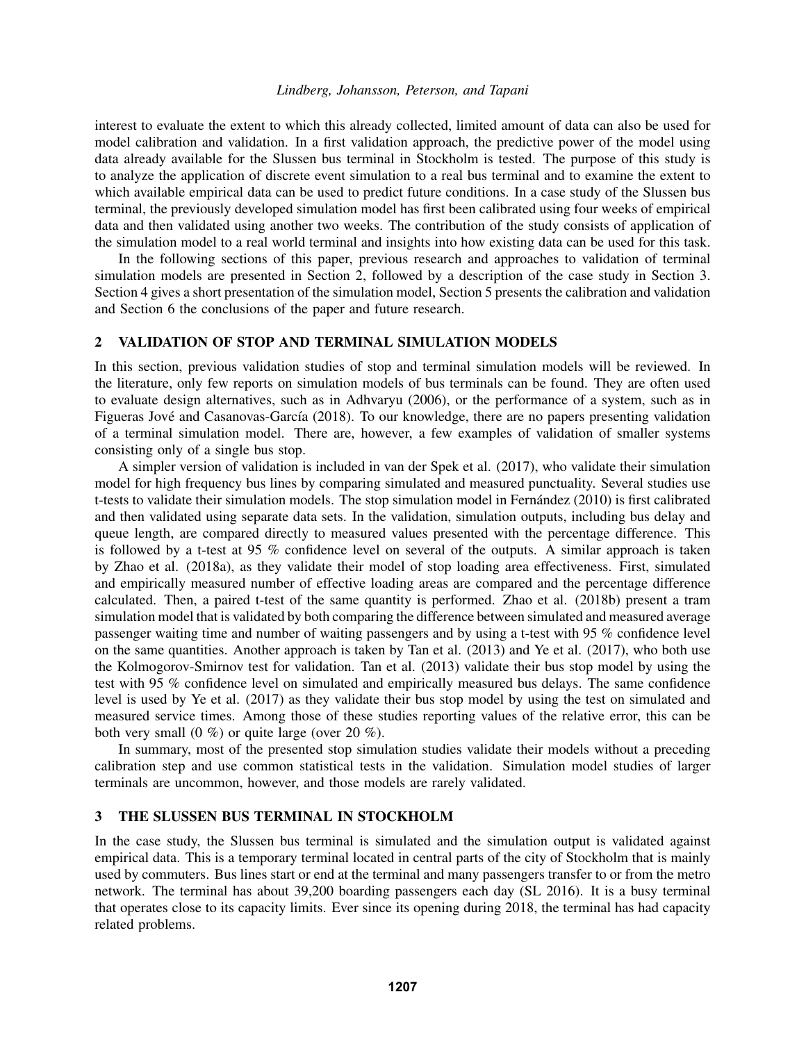interest to evaluate the extent to which this already collected, limited amount of data can also be used for model calibration and validation. In a first validation approach, the predictive power of the model using data already available for the Slussen bus terminal in Stockholm is tested. The purpose of this study is to analyze the application of discrete event simulation to a real bus terminal and to examine the extent to which available empirical data can be used to predict future conditions. In a case study of the Slussen bus terminal, the previously developed simulation model has first been calibrated using four weeks of empirical data and then validated using another two weeks. The contribution of the study consists of application of the simulation model to a real world terminal and insights into how existing data can be used for this task.

In the following sections of this paper, previous research and approaches to validation of terminal simulation models are presented in Section 2, followed by a description of the case study in Section 3. Section 4 gives a short presentation of the simulation model, Section 5 presents the calibration and validation and Section 6 the conclusions of the paper and future research.

## 2 VALIDATION OF STOP AND TERMINAL SIMULATION MODELS

In this section, previous validation studies of stop and terminal simulation models will be reviewed. In the literature, only few reports on simulation models of bus terminals can be found. They are often used to evaluate design alternatives, such as in Adhvaryu (2006), or the performance of a system, such as in Figueras Jové and Casanovas-García (2018). To our knowledge, there are no papers presenting validation of a terminal simulation model. There are, however, a few examples of validation of smaller systems consisting only of a single bus stop.

A simpler version of validation is included in van der Spek et al. (2017), who validate their simulation model for high frequency bus lines by comparing simulated and measured punctuality. Several studies use t-tests to validate their simulation models. The stop simulation model in Fernández (2010) is first calibrated and then validated using separate data sets. In the validation, simulation outputs, including bus delay and queue length, are compared directly to measured values presented with the percentage difference. This is followed by a t-test at 95 % confidence level on several of the outputs. A similar approach is taken by Zhao et al. (2018a), as they validate their model of stop loading area effectiveness. First, simulated and empirically measured number of effective loading areas are compared and the percentage difference calculated. Then, a paired t-test of the same quantity is performed. Zhao et al. (2018b) present a tram simulation model that is validated by both comparing the difference between simulated and measured average passenger waiting time and number of waiting passengers and by using a t-test with 95 % confidence level on the same quantities. Another approach is taken by Tan et al. (2013) and Ye et al. (2017), who both use the Kolmogorov-Smirnov test for validation. Tan et al. (2013) validate their bus stop model by using the test with 95 % confidence level on simulated and empirically measured bus delays. The same confidence level is used by Ye et al. (2017) as they validate their bus stop model by using the test on simulated and measured service times. Among those of these studies reporting values of the relative error, this can be both very small (0 %) or quite large (over 20 %).

In summary, most of the presented stop simulation studies validate their models without a preceding calibration step and use common statistical tests in the validation. Simulation model studies of larger terminals are uncommon, however, and those models are rarely validated.

## 3 THE SLUSSEN BUS TERMINAL IN STOCKHOLM

In the case study, the Slussen bus terminal is simulated and the simulation output is validated against empirical data. This is a temporary terminal located in central parts of the city of Stockholm that is mainly used by commuters. Bus lines start or end at the terminal and many passengers transfer to or from the metro network. The terminal has about 39,200 boarding passengers each day (SL 2016). It is a busy terminal that operates close to its capacity limits. Ever since its opening during 2018, the terminal has had capacity related problems.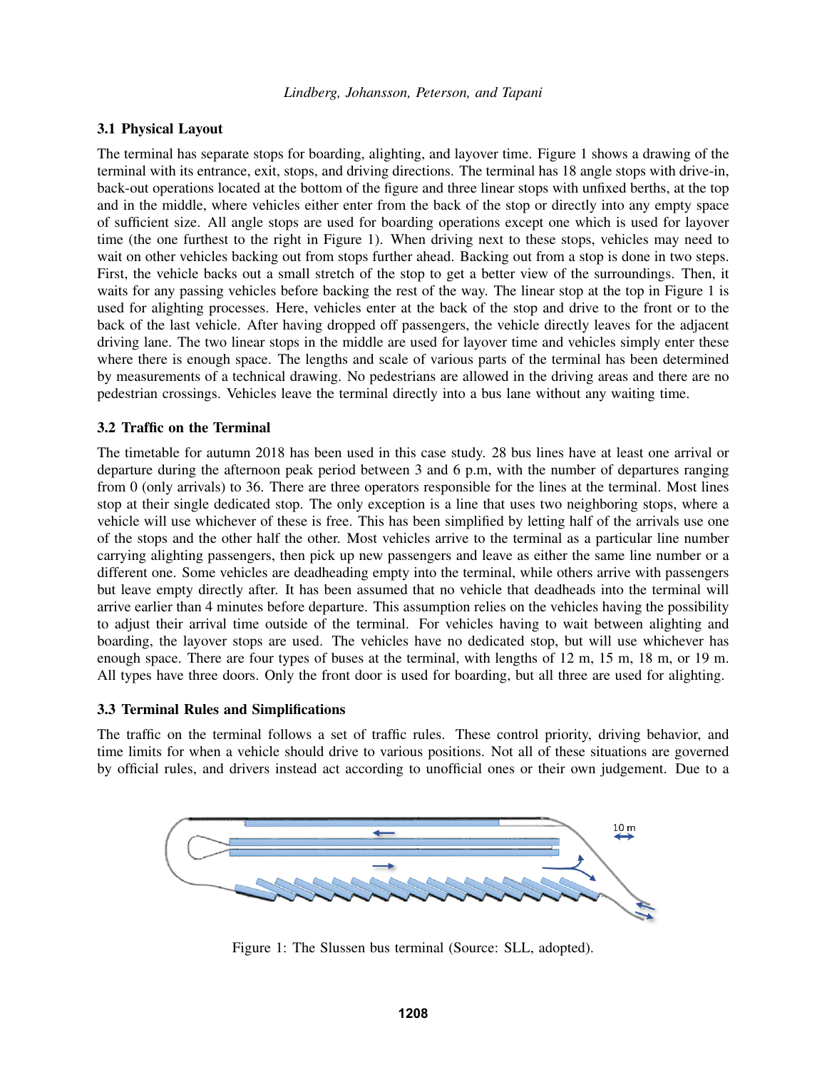### 3.1 Physical Layout

The terminal has separate stops for boarding, alighting, and layover time. Figure 1 shows a drawing of the terminal with its entrance, exit, stops, and driving directions. The terminal has 18 angle stops with drive-in, back-out operations located at the bottom of the figure and three linear stops with unfixed berths, at the top and in the middle, where vehicles either enter from the back of the stop or directly into any empty space of sufficient size. All angle stops are used for boarding operations except one which is used for layover time (the one furthest to the right in Figure 1). When driving next to these stops, vehicles may need to wait on other vehicles backing out from stops further ahead. Backing out from a stop is done in two steps. First, the vehicle backs out a small stretch of the stop to get a better view of the surroundings. Then, it waits for any passing vehicles before backing the rest of the way. The linear stop at the top in Figure 1 is used for alighting processes. Here, vehicles enter at the back of the stop and drive to the front or to the back of the last vehicle. After having dropped off passengers, the vehicle directly leaves for the adjacent driving lane. The two linear stops in the middle are used for layover time and vehicles simply enter these where there is enough space. The lengths and scale of various parts of the terminal has been determined by measurements of a technical drawing. No pedestrians are allowed in the driving areas and there are no pedestrian crossings. Vehicles leave the terminal directly into a bus lane without any waiting time.

### 3.2 Traffic on the Terminal

The timetable for autumn 2018 has been used in this case study. 28 bus lines have at least one arrival or departure during the afternoon peak period between 3 and 6 p.m, with the number of departures ranging from 0 (only arrivals) to 36. There are three operators responsible for the lines at the terminal. Most lines stop at their single dedicated stop. The only exception is a line that uses two neighboring stops, where a vehicle will use whichever of these is free. This has been simplified by letting half of the arrivals use one of the stops and the other half the other. Most vehicles arrive to the terminal as a particular line number carrying alighting passengers, then pick up new passengers and leave as either the same line number or a different one. Some vehicles are deadheading empty into the terminal, while others arrive with passengers but leave empty directly after. It has been assumed that no vehicle that deadheads into the terminal will arrive earlier than 4 minutes before departure. This assumption relies on the vehicles having the possibility to adjust their arrival time outside of the terminal. For vehicles having to wait between alighting and boarding, the layover stops are used. The vehicles have no dedicated stop, but will use whichever has enough space. There are four types of buses at the terminal, with lengths of 12 m, 15 m, 18 m, or 19 m. All types have three doors. Only the front door is used for boarding, but all three are used for alighting.

### 3.3 Terminal Rules and Simplifications

The traffic on the terminal follows a set of traffic rules. These control priority, driving behavior, and time limits for when a vehicle should drive to various positions. Not all of these situations are governed by official rules, and drivers instead act according to unofficial ones or their own judgement. Due to a

Figure 1: The Slussen bus terminal (Source: SLL, adopted).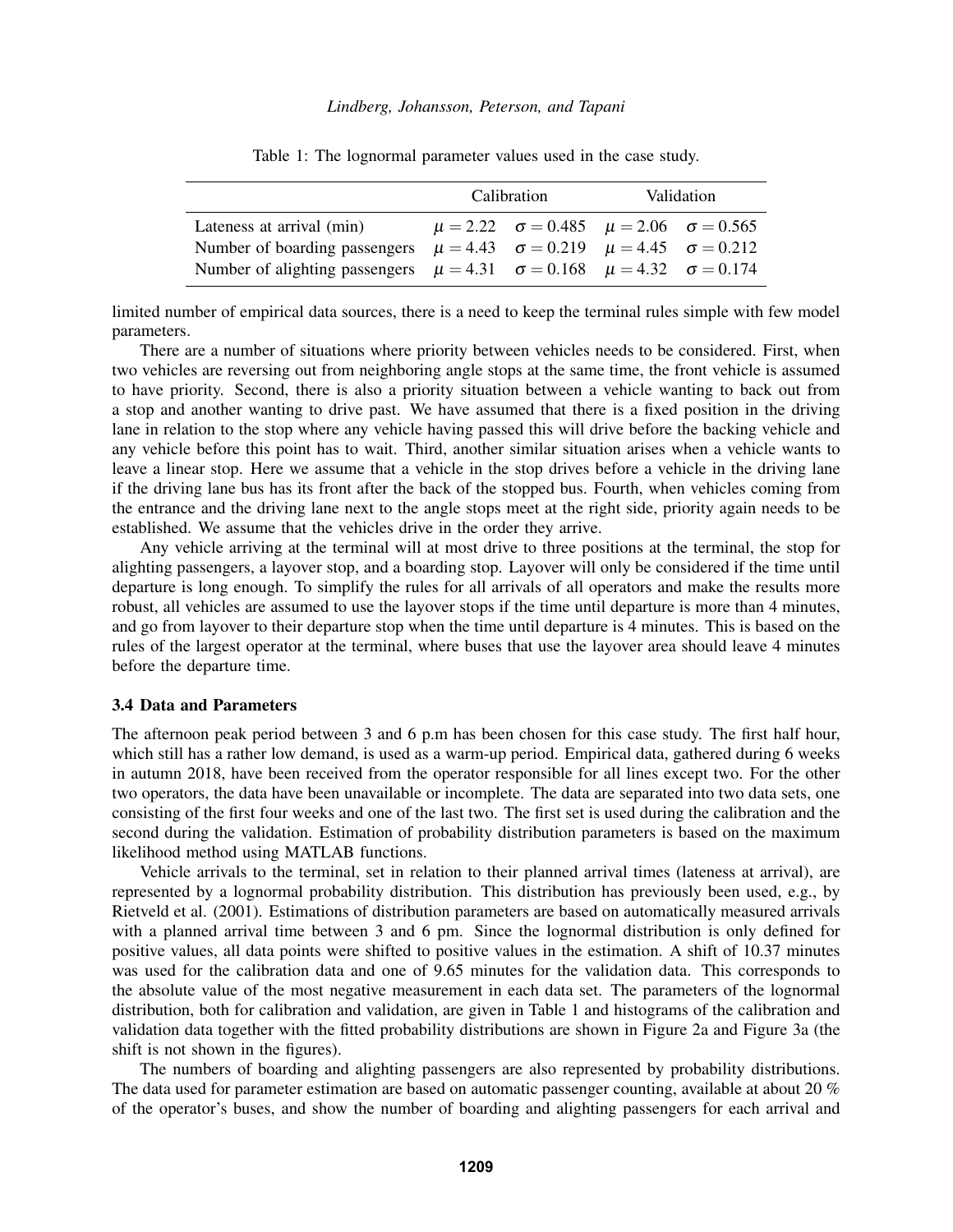Table 1: The lognormal parameter values used in the case study.

| | Calibration | | Validation | |
|---|---|---|---|---|
| Lateness at arrival (min) | $\mu = 2.22$ | $\sigma = 0.485$ | $\mu = 2.06$ | $\sigma = 0.565$ |
| Number of boarding passengers | $\mu = 4.43$ | $\sigma = 0.219$ | $\mu = 4.45$ | $\sigma = 0.212$ |
| Number of alighting passengers | $\mu = 4.31$ | $\sigma = 0.168$ | $\mu = 4.32$ | $\sigma = 0.174$ |

limited number of empirical data sources, there is a need to keep the terminal rules simple with few model parameters.

There are a number of situations where priority between vehicles needs to be considered. First, when two vehicles are reversing out from neighboring angle stops at the same time, the front vehicle is assumed to have priority. Second, there is also a priority situation between a vehicle wanting to back out from a stop and another wanting to drive past. We have assumed that there is a fixed position in the driving lane in relation to the stop where any vehicle having passed this will drive before the backing vehicle and any vehicle before this point has to wait. Third, another similar situation arises when a vehicle wants to leave a linear stop. Here we assume that a vehicle in the stop drives before a vehicle in the driving lane if the driving lane bus has its front after the back of the stopped bus. Fourth, when vehicles coming from the entrance and the driving lane next to the angle stops meet at the right side, priority again needs to be established. We assume that the vehicles drive in the order they arrive.

Any vehicle arriving at the terminal will at most drive to three positions at the terminal, the stop for alighting passengers, a layover stop, and a boarding stop. Layover will only be considered if the time until departure is long enough. To simplify the rules for all arrivals of all operators and make the results more robust, all vehicles are assumed to use the layover stops if the time until departure is more than 4 minutes, and go from layover to their departure stop when the time until departure is 4 minutes. This is based on the rules of the largest operator at the terminal, where buses that use the layover area should leave 4 minutes before the departure time.

### 3.4 Data and Parameters

The afternoon peak period between 3 and 6 p.m has been chosen for this case study. The first half hour, which still has a rather low demand, is used as a warm-up period. Empirical data, gathered during 6 weeks in autumn 2018, have been received from the operator responsible for all lines except two. For the other two operators, the data have been unavailable or incomplete. The data are separated into two data sets, one consisting of the first four weeks and one of the last two. The first set is used during the calibration and the second during the validation. Estimation of probability distribution parameters is based on the maximum likelihood method using MATLAB functions.

Vehicle arrivals to the terminal, set in relation to their planned arrival times (lateness at arrival), are represented by a lognormal probability distribution. This distribution has previously been used, e.g., by Rietveld et al. (2001). Estimations of distribution parameters are based on automatically measured arrivals with a planned arrival time between 3 and 6 pm. Since the lognormal distribution is only defined for positive values, all data points were shifted to positive values in the estimation. A shift of 10.37 minutes was used for the calibration data and one of 9.65 minutes for the validation data. This corresponds to the absolute value of the most negative measurement in each data set. The parameters of the lognormal distribution, both for calibration and validation, are given in Table 1 and histograms of the calibration and validation data together with the fitted probability distributions are shown in Figure 2a and Figure 3a (the shift is not shown in the figures).

The numbers of boarding and alighting passengers are also represented by probability distributions. The data used for parameter estimation are based on automatic passenger counting, available at about 20 % of the operator's buses, and show the number of boarding and alighting passengers for each arrival and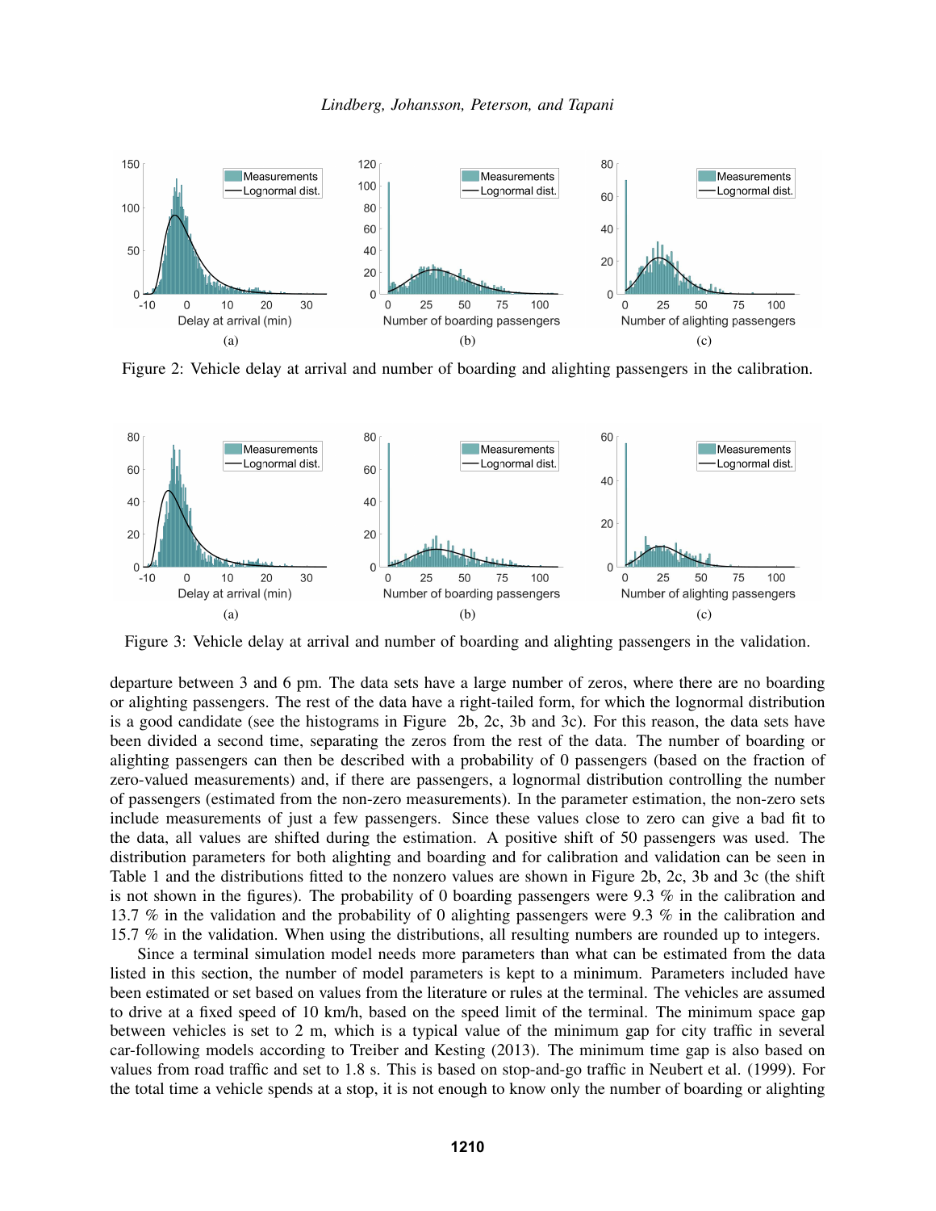Figure 2: Vehicle delay at arrival and number of boarding and alighting passengers in the calibration.

Figure 3: Vehicle delay at arrival and number of boarding and alighting passengers in the validation.

departure between 3 and 6 pm. The data sets have a large number of zeros, where there are no boarding or alighting passengers. The rest of the data have a right-tailed form, for which the lognormal distribution is a good candidate (see the histograms in Figure 2b, 2c, 3b and 3c). For this reason, the data sets have been divided a second time, separating the zeros from the rest of the data. The number of boarding or alighting passengers can then be described with a probability of 0 passengers (based on the fraction of zero-valued measurements) and, if there are passengers, a lognormal distribution controlling the number of passengers (estimated from the non-zero measurements). In the parameter estimation, the non-zero sets include measurements of just a few passengers. Since these values close to zero can give a bad fit to the data, all values are shifted during the estimation. A positive shift of 50 passengers was used. The distribution parameters for both alighting and boarding and for calibration and validation can be seen in Table 1 and the distributions fitted to the nonzero values are shown in Figure 2b, 2c, 3b and 3c (the shift is not shown in the figures). The probability of 0 boarding passengers were 9.3 % in the calibration and 13.7 % in the validation and the probability of 0 alighting passengers were 9.3 % in the calibration and 15.7 % in the validation. When using the distributions, all resulting numbers are rounded up to integers.

Since a terminal simulation model needs more parameters than what can be estimated from the data listed in this section, the number of model parameters is kept to a minimum. Parameters included have been estimated or set based on values from the literature or rules at the terminal. The vehicles are assumed to drive at a fixed speed of 10 km/h, based on the speed limit of the terminal. The minimum space gap between vehicles is set to 2 m, which is a typical value of the minimum gap for city traffic in several car-following models according to Treiber and Kesting (2013). The minimum time gap is also based on values from road traffic and set to 1.8 s. This is based on stop-and-go traffic in Neubert et al. (1999). For the total time a vehicle spends at a stop, it is not enough to know only the number of boarding or alighting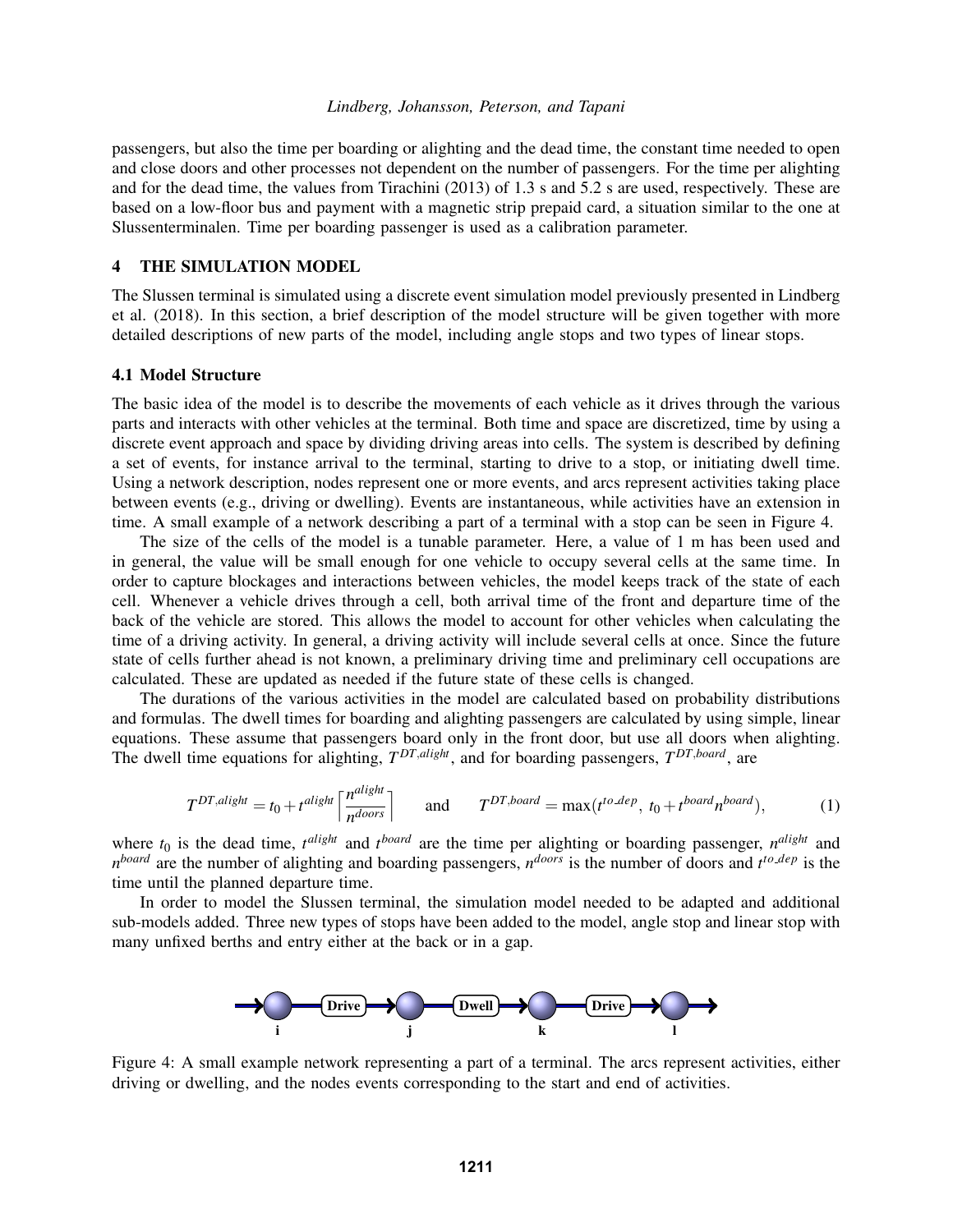passengers, but also the time per boarding or alighting and the dead time, the constant time needed to open and close doors and other processes not dependent on the number of passengers. For the time per alighting and for the dead time, the values from Tirachini (2013) of 1.3 s and 5.2 s are used, respectively. These are based on a low-floor bus and payment with a magnetic strip prepaid card, a situation similar to the one at Slussenterminalen. Time per boarding passenger is used as a calibration parameter.

## 4 THE SIMULATION MODEL

The Slussen terminal is simulated using a discrete event simulation model previously presented in Lindberg et al. (2018). In this section, a brief description of the model structure will be given together with more detailed descriptions of new parts of the model, including angle stops and two types of linear stops.

### 4.1 Model Structure

The basic idea of the model is to describe the movements of each vehicle as it drives through the various parts and interacts with other vehicles at the terminal. Both time and space are discretized, time by using a discrete event approach and space by dividing driving areas into cells. The system is described by defining a set of events, for instance arrival to the terminal, starting to drive to a stop, or initiating dwell time. Using a network description, nodes represent one or more events, and arcs represent activities taking place between events (e.g., driving or dwelling). Events are instantaneous, while activities have an extension in time. A small example of a network describing a part of a terminal with a stop can be seen in Figure 4.

The size of the cells of the model is a tunable parameter. Here, a value of 1 m has been used and in general, the value will be small enough for one vehicle to occupy several cells at the same time. In order to capture blockages and interactions between vehicles, the model keeps track of the state of each cell. Whenever a vehicle drives through a cell, both arrival time of the front and departure time of the back of the vehicle are stored. This allows the model to account for other vehicles when calculating the time of a driving activity. In general, a driving activity will include several cells at once. Since the future state of cells further ahead is not known, a preliminary driving time and preliminary cell occupations are calculated. These are updated as needed if the future state of these cells is changed.

The durations of the various activities in the model are calculated based on probability distributions and formulas. The dwell times for boarding and alighting passengers are calculated by using simple, linear equations. These assume that passengers board only in the front door, but use all doors when alighting. The dwell time equations for alighting, $T^{DT,alight}$, and for boarding passengers, $T^{DT,board}$, are

$$T^{DT,alight} = t_0 + t^{alight} \left\lceil \frac{n^{alight}}{n^{doors}} \right\rceil \qquad \text{and} \qquad T^{DT,board} = \max(t^{to\_dep},\ t_0 + t^{board} n^{board}), \tag{1}$$

where $t_0$ is the dead time, $t^{alight}$ and $t^{board}$ are the time per alighting or boarding passenger, $n^{alight}$ and $n^{board}$ are the number of alighting and boarding passengers, $n^{doors}$ is the number of doors and $t^{to\_dep}$ is the time until the planned departure time.

In order to model the Slussen terminal, the simulation model needed to be adapted and additional sub-models added. Three new types of stops have been added to the model, angle stop and linear stop with many unfixed berths and entry either at the back or in a gap.

i → Drive → j → Dwell → k → Drive → l

Figure 4: A small example network representing a part of a terminal. The arcs represent activities, either driving or dwelling, and the nodes events corresponding to the start and end of activities.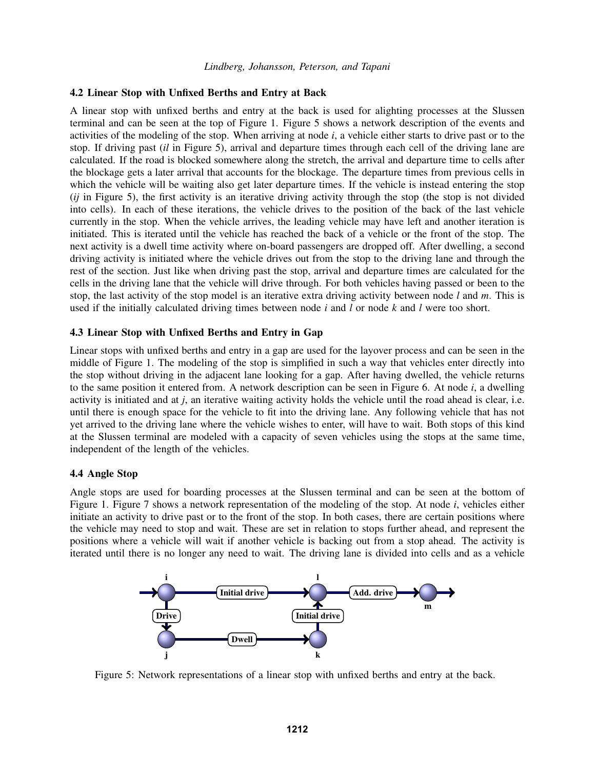### 4.2 Linear Stop with Unfixed Berths and Entry at Back

A linear stop with unfixed berths and entry at the back is used for alighting processes at the Slussen terminal and can be seen at the top of Figure 1. Figure 5 shows a network description of the events and activities of the modeling of the stop. When arriving at node *i*, a vehicle either starts to drive past or to the stop. If driving past (*il* in Figure 5), arrival and departure times through each cell of the driving lane are calculated. If the road is blocked somewhere along the stretch, the arrival and departure time to cells after the blockage gets a later arrival that accounts for the blockage. The departure times from previous cells in which the vehicle will be waiting also get later departure times. If the vehicle is instead entering the stop (*ij* in Figure 5), the first activity is an iterative driving activity through the stop (the stop is not divided into cells). In each of these iterations, the vehicle drives to the position of the back of the last vehicle currently in the stop. When the vehicle arrives, the leading vehicle may have left and another iteration is initiated. This is iterated until the vehicle has reached the back of a vehicle or the front of the stop. The next activity is a dwell time activity where on-board passengers are dropped off. After dwelling, a second driving activity is initiated where the vehicle drives out from the stop to the driving lane and through the rest of the section. Just like when driving past the stop, arrival and departure times are calculated for the cells in the driving lane that the vehicle will drive through. For both vehicles having passed or been to the stop, the last activity of the stop model is an iterative extra driving activity between node *l* and *m*. This is used if the initially calculated driving times between node *i* and *l* or node *k* and *l* were too short.

### 4.3 Linear Stop with Unfixed Berths and Entry in Gap

Linear stops with unfixed berths and entry in a gap are used for the layover process and can be seen in the middle of Figure 1. The modeling of the stop is simplified in such a way that vehicles enter directly into the stop without driving in the adjacent lane looking for a gap. After having dwelled, the vehicle returns to the same position it entered from. A network description can be seen in Figure 6. At node *i*, a dwelling activity is initiated and at *j*, an iterative waiting activity holds the vehicle until the road ahead is clear, i.e. until there is enough space for the vehicle to fit into the driving lane. Any following vehicle that has not yet arrived to the driving lane where the vehicle wishes to enter, will have to wait. Both stops of this kind at the Slussen terminal are modeled with a capacity of seven vehicles using the stops at the same time, independent of the length of the vehicles.

### 4.4 Angle Stop

Angle stops are used for boarding processes at the Slussen terminal and can be seen at the bottom of Figure 1. Figure 7 shows a network representation of the modeling of the stop. At node *i*, vehicles either initiate an activity to drive past or to the front of the stop. In both cases, there are certain positions where the vehicle may need to stop and wait. These are set in relation to stops further ahead, and represent the positions where a vehicle will wait if another vehicle is backing out from a stop ahead. The activity is iterated until there is no longer any need to wait. The driving lane is divided into cells and as a vehicle

Figure 5: Network representations of a linear stop with unfixed berths and entry at the back.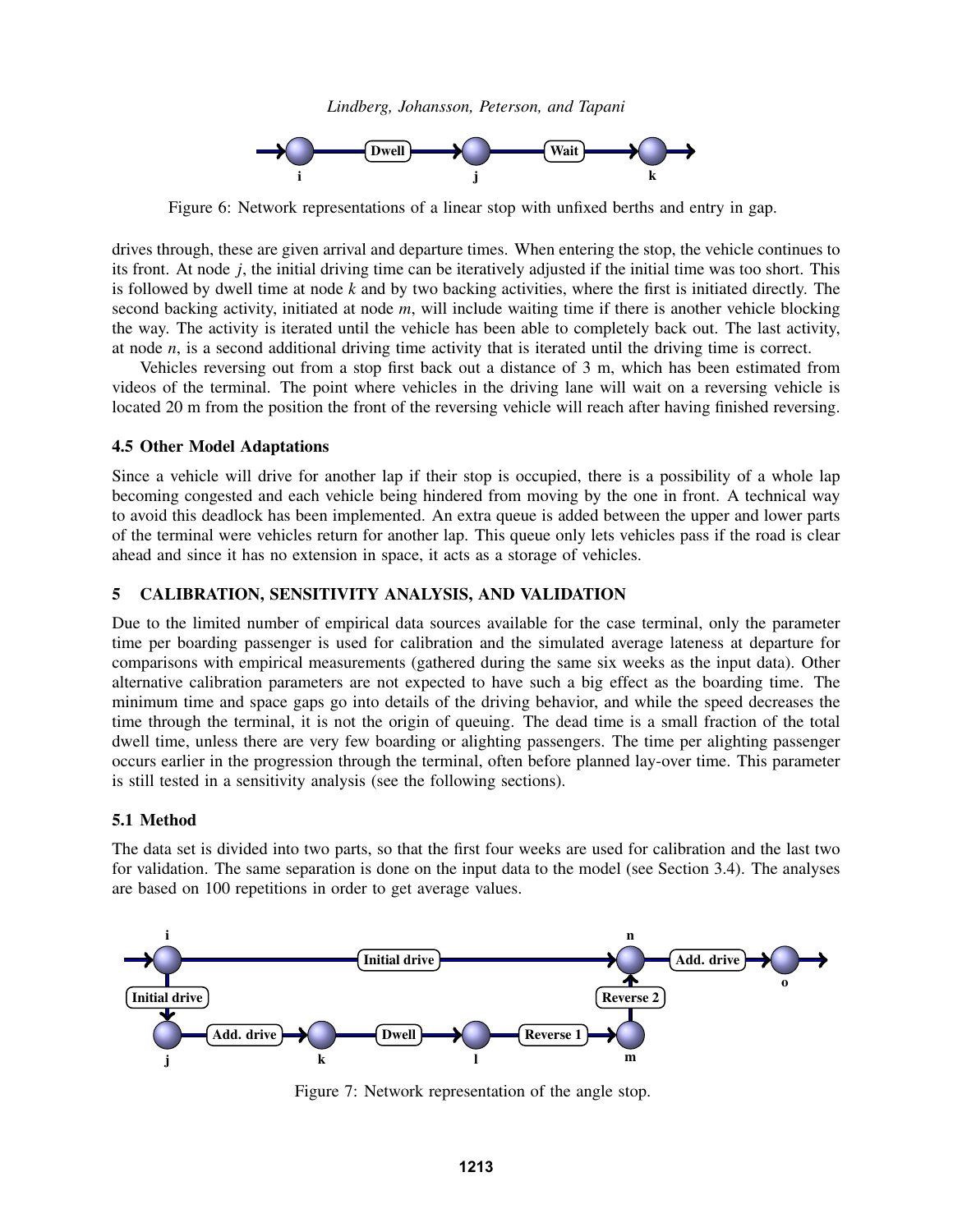Figure 6: Network representations of a linear stop with unfixed berths and entry in gap.

drives through, these are given arrival and departure times. When entering the stop, the vehicle continues to its front. At node $j$, the initial driving time can be iteratively adjusted if the initial time was too short. This is followed by dwell time at node $k$ and by two backing activities, where the first is initiated directly. The second backing activity, initiated at node $m$, will include waiting time if there is another vehicle blocking the way. The activity is iterated until the vehicle has been able to completely back out. The last activity, at node $n$, is a second additional driving time activity that is iterated until the driving time is correct.

Vehicles reversing out from a stop first back out a distance of 3 m, which has been estimated from videos of the terminal. The point where vehicles in the driving lane will wait on a reversing vehicle is located 20 m from the position the front of the reversing vehicle will reach after having finished reversing.

### 4.5 Other Model Adaptations

Since a vehicle will drive for another lap if their stop is occupied, there is a possibility of a whole lap becoming congested and each vehicle being hindered from moving by the one in front. A technical way to avoid this deadlock has been implemented. An extra queue is added between the upper and lower parts of the terminal were vehicles return for another lap. This queue only lets vehicles pass if the road is clear ahead and since it has no extension in space, it acts as a storage of vehicles.

## 5 CALIBRATION, SENSITIVITY ANALYSIS, AND VALIDATION

Due to the limited number of empirical data sources available for the case terminal, only the parameter time per boarding passenger is used for calibration and the simulated average lateness at departure for comparisons with empirical measurements (gathered during the same six weeks as the input data). Other alternative calibration parameters are not expected to have such a big effect as the boarding time. The minimum time and space gaps go into details of the driving behavior, and while the speed decreases the time through the terminal, it is not the origin of queuing. The dead time is a small fraction of the total dwell time, unless there are very few boarding or alighting passengers. The time per alighting passenger occurs earlier in the progression through the terminal, often before planned lay-over time. This parameter is still tested in a sensitivity analysis (see the following sections).

### 5.1 Method

The data set is divided into two parts, so that the first four weeks are used for calibration and the last two for validation. The same separation is done on the input data to the model (see Section 3.4). The analyses are based on 100 repetitions in order to get average values.

Figure 7: Network representation of the angle stop.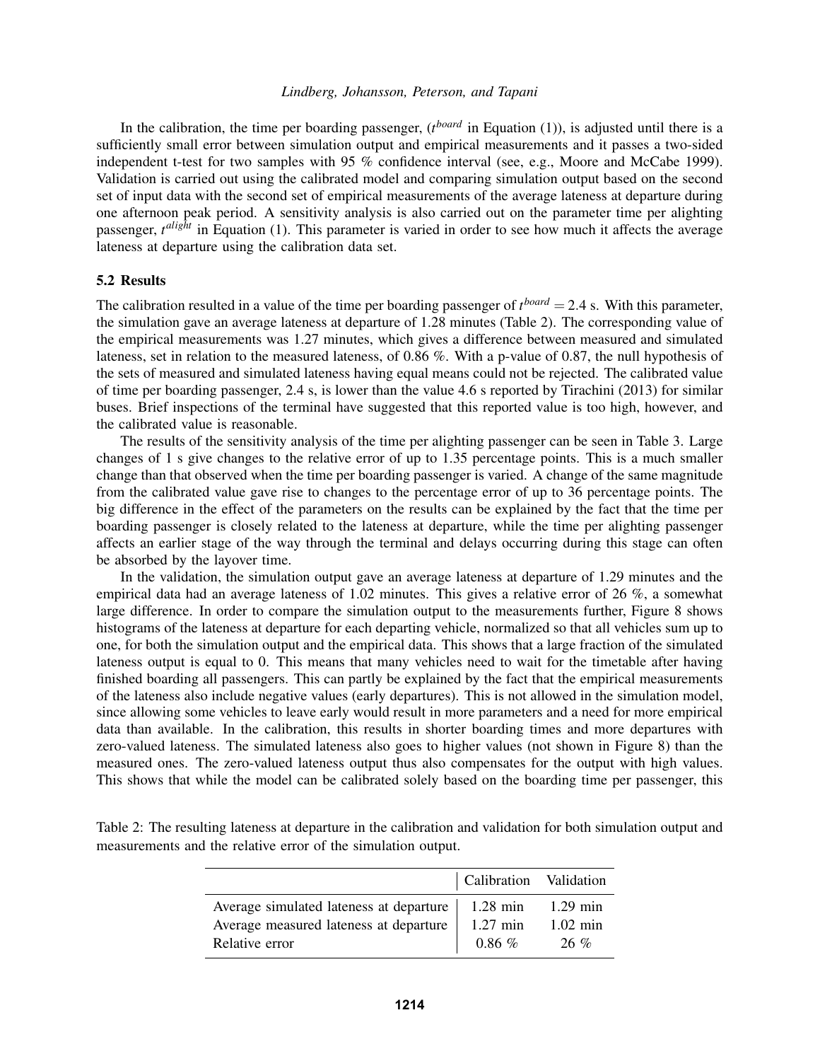In the calibration, the time per boarding passenger, ($t^{board}$ in Equation (1)), is adjusted until there is a sufficiently small error between simulation output and empirical measurements and it passes a two-sided independent t-test for two samples with 95 % confidence interval (see, e.g., Moore and McCabe 1999). Validation is carried out using the calibrated model and comparing simulation output based on the second set of input data with the second set of empirical measurements of the average lateness at departure during one afternoon peak period. A sensitivity analysis is also carried out on the parameter time per alighting passenger, $t^{alight}$ in Equation (1). This parameter is varied in order to see how much it affects the average lateness at departure using the calibration data set.

### 5.2 Results

The calibration resulted in a value of the time per boarding passenger of $t^{board} = 2.4$ s. With this parameter, the simulation gave an average lateness at departure of 1.28 minutes (Table 2). The corresponding value of the empirical measurements was 1.27 minutes, which gives a difference between measured and simulated lateness, set in relation to the measured lateness, of 0.86 %. With a p-value of 0.87, the null hypothesis of the sets of measured and simulated lateness having equal means could not be rejected. The calibrated value of time per boarding passenger, 2.4 s, is lower than the value 4.6 s reported by Tirachini (2013) for similar buses. Brief inspections of the terminal have suggested that this reported value is too high, however, and the calibrated value is reasonable.

The results of the sensitivity analysis of the time per alighting passenger can be seen in Table 3. Large changes of 1 s give changes to the relative error of up to 1.35 percentage points. This is a much smaller change than that observed when the time per boarding passenger is varied. A change of the same magnitude from the calibrated value gave rise to changes to the percentage error of up to 36 percentage points. The big difference in the effect of the parameters on the results can be explained by the fact that the time per boarding passenger is closely related to the lateness at departure, while the time per alighting passenger affects an earlier stage of the way through the terminal and delays occurring during this stage can often be absorbed by the layover time.

In the validation, the simulation output gave an average lateness at departure of 1.29 minutes and the empirical data had an average lateness of 1.02 minutes. This gives a relative error of 26 %, a somewhat large difference. In order to compare the simulation output to the measurements further, Figure 8 shows histograms of the lateness at departure for each departing vehicle, normalized so that all vehicles sum up to one, for both the simulation output and the empirical data. This shows that a large fraction of the simulated lateness output is equal to 0. This means that many vehicles need to wait for the timetable after having finished boarding all passengers. This can partly be explained by the fact that the empirical measurements of the lateness also include negative values (early departures). This is not allowed in the simulation model, since allowing some vehicles to leave early would result in more parameters and a need for more empirical data than available. In the calibration, this results in shorter boarding times and more departures with zero-valued lateness. The simulated lateness also goes to higher values (not shown in Figure 8) than the measured ones. The zero-valued lateness output thus also compensates for the output with high values. This shows that while the model can be calibrated solely based on the boarding time per passenger, this

Table 2: The resulting lateness at departure in the calibration and validation for both simulation output and measurements and the relative error of the simulation output.

| | Calibration | Validation |
|---|---|---|
| Average simulated lateness at departure | 1.28 min | 1.29 min |
| Average measured lateness at departure | 1.27 min | 1.02 min |
| Relative error | 0.86 % | 26 % |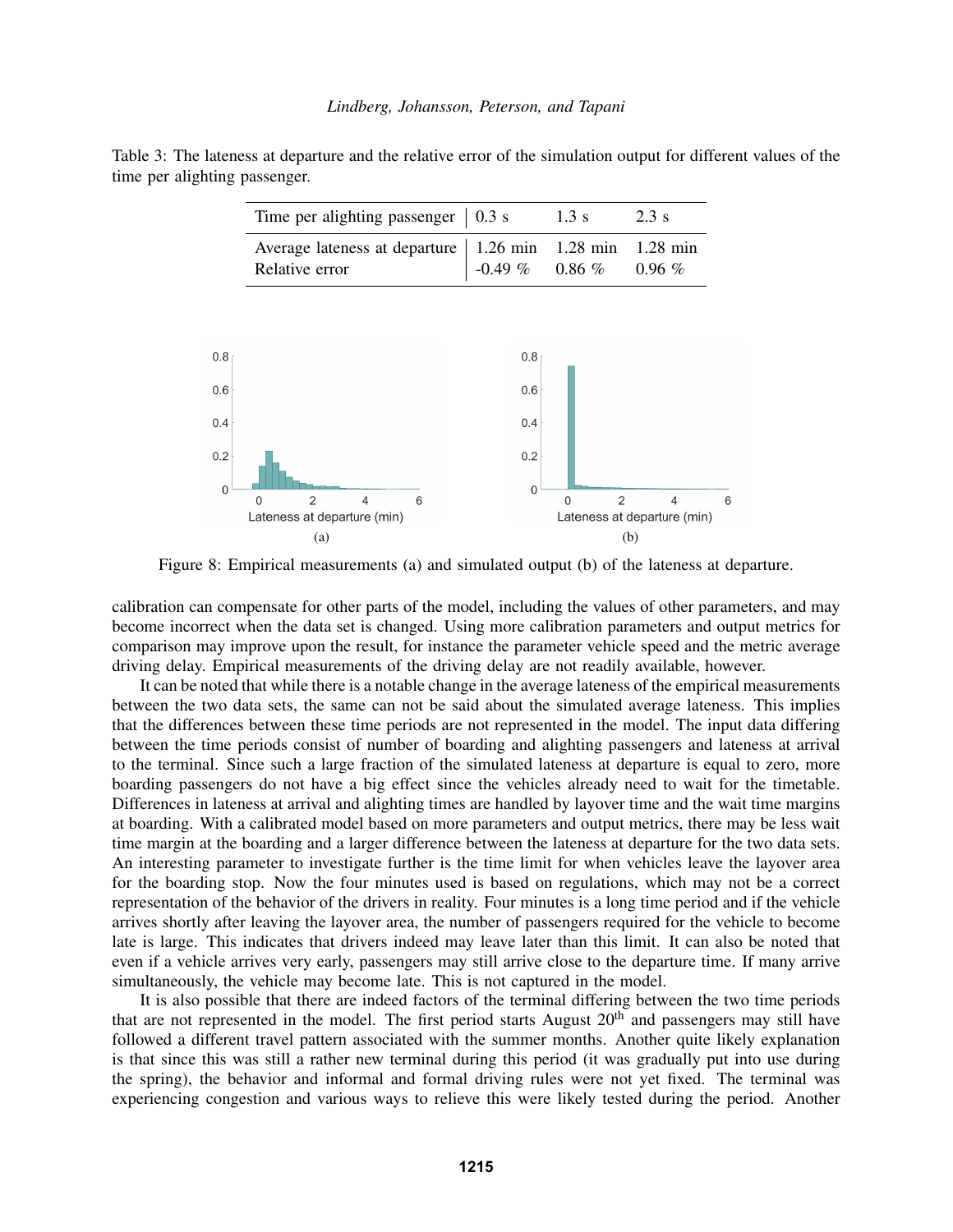Table 3: The lateness at departure and the relative error of the simulation output for different values of the time per alighting passenger.

| Time per alighting passenger | 0.3 s | 1.3 s | 2.3 s |
| --- | --- | --- | --- |
| Average lateness at departure | 1.26 min | 1.28 min | 1.28 min |
| Relative error | -0.49 % | 0.86 % | 0.96 % |

Figure 8: Empirical measurements (a) and simulated output (b) of the lateness at departure.

calibration can compensate for other parts of the model, including the values of other parameters, and may become incorrect when the data set is changed. Using more calibration parameters and output metrics for comparison may improve upon the result, for instance the parameter vehicle speed and the metric average driving delay. Empirical measurements of the driving delay are not readily available, however.

It can be noted that while there is a notable change in the average lateness of the empirical measurements between the two data sets, the same can not be said about the simulated average lateness. This implies that the differences between these time periods are not represented in the model. The input data differing between the time periods consist of number of boarding and alighting passengers and lateness at arrival to the terminal. Since such a large fraction of the simulated lateness at departure is equal to zero, more boarding passengers do not have a big effect since the vehicles already need to wait for the timetable. Differences in lateness at arrival and alighting times are handled by layover time and the wait time margins at boarding. With a calibrated model based on more parameters and output metrics, there may be less wait time margin at the boarding and a larger difference between the lateness at departure for the two data sets. An interesting parameter to investigate further is the time limit for when vehicles leave the layover area for the boarding stop. Now the four minutes used is based on regulations, which may not be a correct representation of the behavior of the drivers in reality. Four minutes is a long time period and if the vehicle arrives shortly after leaving the layover area, the number of passengers required for the vehicle to become late is large. This indicates that drivers indeed may leave later than this limit. It can also be noted that even if a vehicle arrives very early, passengers may still arrive close to the departure time. If many arrive simultaneously, the vehicle may become late. This is not captured in the model.

It is also possible that there are indeed factors of the terminal differing between the two time periods that are not represented in the model. The first period starts August 20$^{\text{th}}$ and passengers may still have followed a different travel pattern associated with the summer months. Another quite likely explanation is that since this was still a rather new terminal during this period (it was gradually put into use during the spring), the behavior and informal and formal driving rules were not yet fixed. The terminal was experiencing congestion and various ways to relieve this were likely tested during the period. Another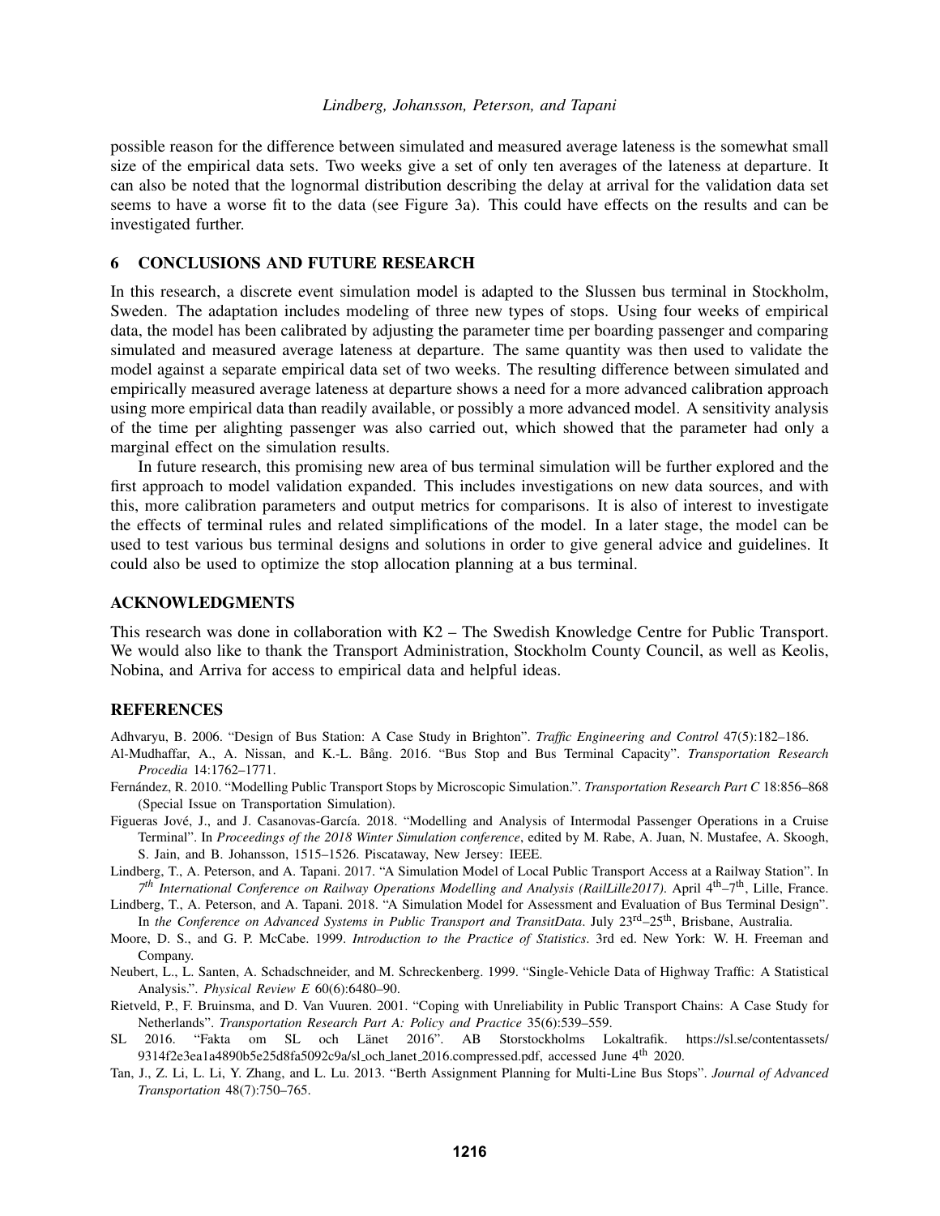possible reason for the difference between simulated and measured average lateness is the somewhat small size of the empirical data sets. Two weeks give a set of only ten averages of the lateness at departure. It can also be noted that the lognormal distribution describing the delay at arrival for the validation data set seems to have a worse fit to the data (see Figure 3a). This could have effects on the results and can be investigated further.

## 6 CONCLUSIONS AND FUTURE RESEARCH

In this research, a discrete event simulation model is adapted to the Slussen bus terminal in Stockholm, Sweden. The adaptation includes modeling of three new types of stops. Using four weeks of empirical data, the model has been calibrated by adjusting the parameter time per boarding passenger and comparing simulated and measured average lateness at departure. The same quantity was then used to validate the model against a separate empirical data set of two weeks. The resulting difference between simulated and empirically measured average lateness at departure shows a need for a more advanced calibration approach using more empirical data than readily available, or possibly a more advanced model. A sensitivity analysis of the time per alighting passenger was also carried out, which showed that the parameter had only a marginal effect on the simulation results.

In future research, this promising new area of bus terminal simulation will be further explored and the first approach to model validation expanded. This includes investigations on new data sources, and with this, more calibration parameters and output metrics for comparisons. It is also of interest to investigate the effects of terminal rules and related simplifications of the model. In a later stage, the model can be used to test various bus terminal designs and solutions in order to give general advice and guidelines. It could also be used to optimize the stop allocation planning at a bus terminal.

## ACKNOWLEDGMENTS

This research was done in collaboration with K2 – The Swedish Knowledge Centre for Public Transport. We would also like to thank the Transport Administration, Stockholm County Council, as well as Keolis, Nobina, and Arriva for access to empirical data and helpful ideas.

## REFERENCES

Adhvaryu, B. 2006. "Design of Bus Station: A Case Study in Brighton". *Traffic Engineering and Control* 47(5):182–186.

Al-Mudhaffar, A., A. Nissan, and K.-L. Bång. 2016. "Bus Stop and Bus Terminal Capacity". *Transportation Research Procedia* 14:1762–1771.

Fernández, R. 2010. "Modelling Public Transport Stops by Microscopic Simulation.". *Transportation Research Part C* 18:856–868 (Special Issue on Transportation Simulation).

Figueras Jové, J., and J. Casanovas-García. 2018. "Modelling and Analysis of Intermodal Passenger Operations in a Cruise Terminal". In *Proceedings of the 2018 Winter Simulation conference*, edited by M. Rabe, A. Juan, N. Mustafee, A. Skoogh, S. Jain, and B. Johansson, 1515–1526. Piscataway, New Jersey: IEEE.

Lindberg, T., A. Peterson, and A. Tapani. 2017. "A Simulation Model of Local Public Transport Access at a Railway Station". In *7th International Conference on Railway Operations Modelling and Analysis (RailLille2017)*. April 4th–7th, Lille, France.

Lindberg, T., A. Peterson, and A. Tapani. 2018. "A Simulation Model for Assessment and Evaluation of Bus Terminal Design". In *the Conference on Advanced Systems in Public Transport and TransitData*. July 23rd–25th, Brisbane, Australia.

Moore, D. S., and G. P. McCabe. 1999. *Introduction to the Practice of Statistics*. 3rd ed. New York: W. H. Freeman and Company.

Neubert, L., L. Santen, A. Schadschneider, and M. Schreckenberg. 1999. "Single-Vehicle Data of Highway Traffic: A Statistical Analysis.". *Physical Review E* 60(6):6480–90.

Rietveld, P., F. Bruinsma, and D. Van Vuuren. 2001. "Coping with Unreliability in Public Transport Chains: A Case Study for Netherlands". *Transportation Research Part A: Policy and Practice* 35(6):539–559.

SL 2016. "Fakta om SL och Länet 2016". AB Storstockholms Lokaltrafik. https://sl.se/contentassets/9314f2e3ea1a4890b5e25d8fa5092c9a/sl_och_lanet_2016.compressed.pdf, accessed June 4th 2020.

Tan, J., Z. Li, L. Li, Y. Zhang, and L. Lu. 2013. "Berth Assignment Planning for Multi-Line Bus Stops". *Journal of Advanced Transportation* 48(7):750–765.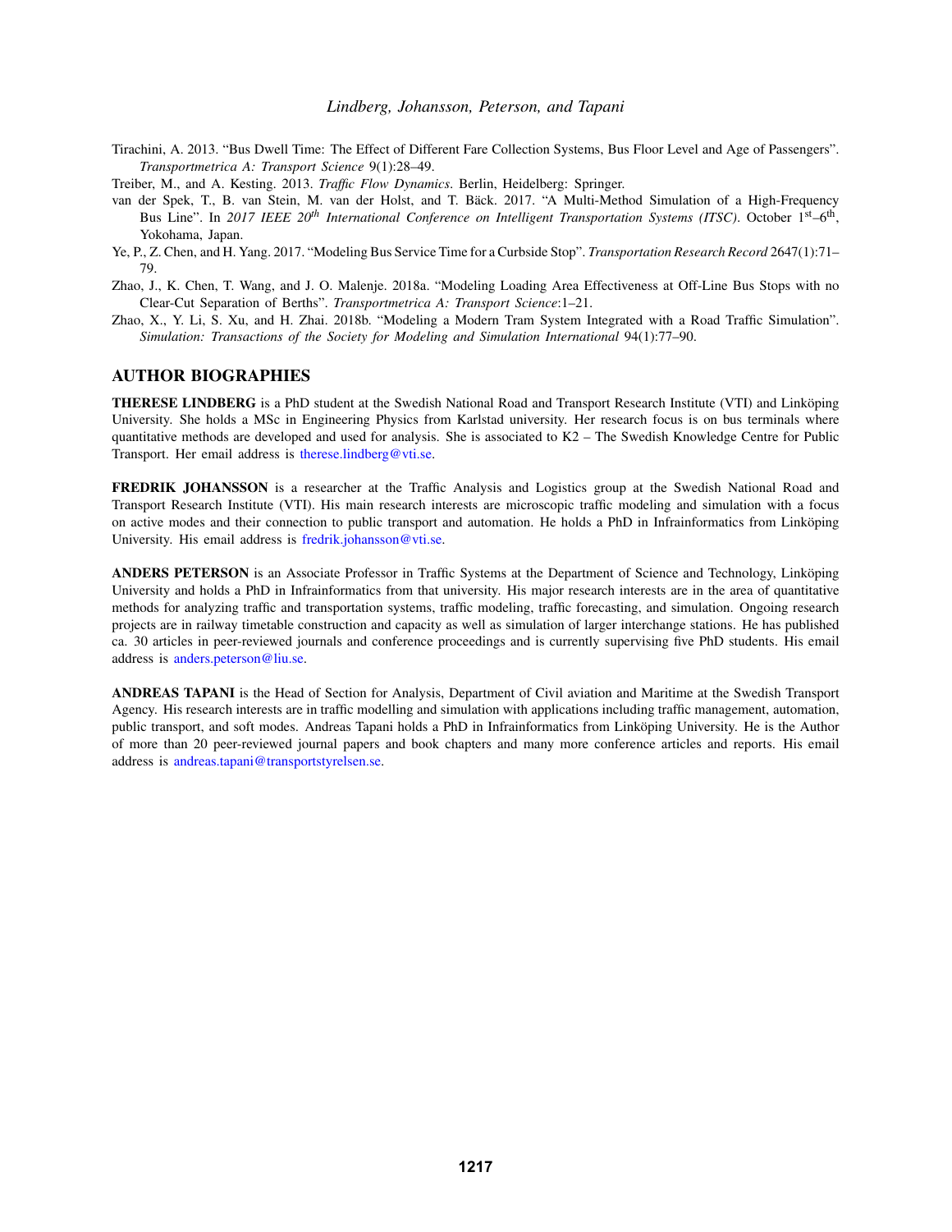Tirachini, A. 2013. "Bus Dwell Time: The Effect of Different Fare Collection Systems, Bus Floor Level and Age of Passengers". *Transportmetrica A: Transport Science* 9(1):28–49.

Treiber, M., and A. Kesting. 2013. *Traffic Flow Dynamics*. Berlin, Heidelberg: Springer.

van der Spek, T., B. van Stein, M. van der Holst, and T. Bäck. 2017. "A Multi-Method Simulation of a High-Frequency Bus Line". In *2017 IEEE 20th International Conference on Intelligent Transportation Systems (ITSC)*. October 1st–6th, Yokohama, Japan.

Ye, P., Z. Chen, and H. Yang. 2017. "Modeling Bus Service Time for a Curbside Stop". *Transportation Research Record* 2647(1):71–79.

Zhao, J., K. Chen, T. Wang, and J. O. Malenje. 2018a. "Modeling Loading Area Effectiveness at Off-Line Bus Stops with no Clear-Cut Separation of Berths". *Transportmetrica A: Transport Science*:1–21.

Zhao, X., Y. Li, S. Xu, and H. Zhai. 2018b. "Modeling a Modern Tram System Integrated with a Road Traffic Simulation". *Simulation: Transactions of the Society for Modeling and Simulation International* 94(1):77–90.

## AUTHOR BIOGRAPHIES

**THERESE LINDBERG** is a PhD student at the Swedish National Road and Transport Research Institute (VTI) and Linköping University. She holds a MSc in Engineering Physics from Karlstad university. Her research focus is on bus terminals where quantitative methods are developed and used for analysis. She is associated to K2 – The Swedish Knowledge Centre for Public Transport. Her email address is therese.lindberg@vti.se.

**FREDRIK JOHANSSON** is a researcher at the Traffic Analysis and Logistics group at the Swedish National Road and Transport Research Institute (VTI). His main research interests are microscopic traffic modeling and simulation with a focus on active modes and their connection to public transport and automation. He holds a PhD in Infrainformatics from Linköping University. His email address is fredrik.johansson@vti.se.

**ANDERS PETERSON** is an Associate Professor in Traffic Systems at the Department of Science and Technology, Linköping University and holds a PhD in Infrainformatics from that university. His major research interests are in the area of quantitative methods for analyzing traffic and transportation systems, traffic modeling, traffic forecasting, and simulation. Ongoing research projects are in railway timetable construction and capacity as well as simulation of larger interchange stations. He has published ca. 30 articles in peer-reviewed journals and conference proceedings and is currently supervising five PhD students. His email address is anders.peterson@liu.se.

**ANDREAS TAPANI** is the Head of Section for Analysis, Department of Civil aviation and Maritime at the Swedish Transport Agency. His research interests are in traffic modelling and simulation with applications including traffic management, automation, public transport, and soft modes. Andreas Tapani holds a PhD in Infrainformatics from Linköping University. He is the Author of more than 20 peer-reviewed journal papers and book chapters and many more conference articles and reports. His email address is andreas.tapani@transportstyrelsen.se.